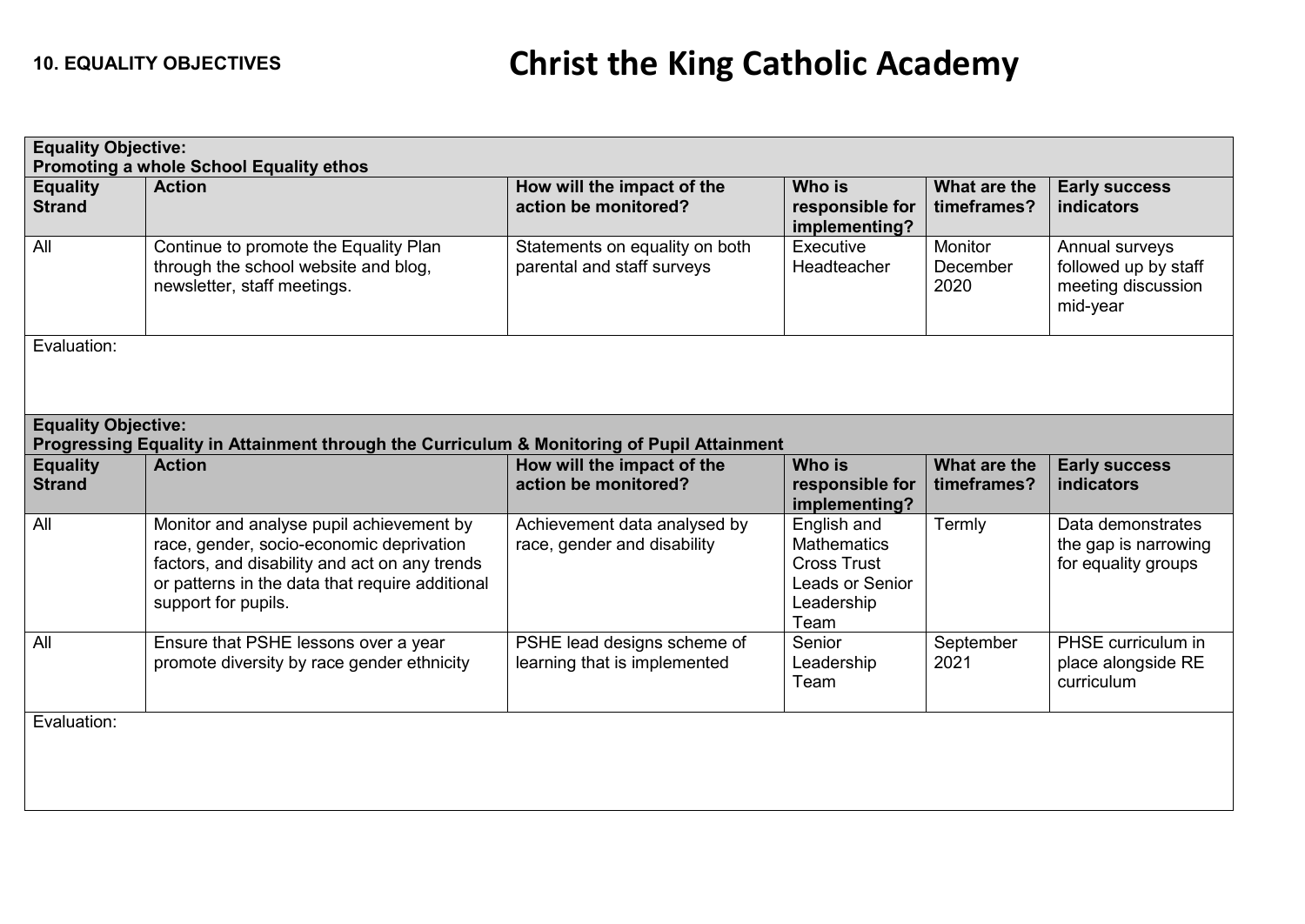**10. EQUALITY OBJECTIVES**

# Christ the King Catholic Academy

| **Equality Objective:**<br>**Promoting a whole School Equality ethos** | | | | | |
|---|---|---|---|---|---|
| **Equality Strand** | **Action** | **How will the impact of the action be monitored?** | **Who is responsible for implementing?** | **What are the timeframes?** | **Early success indicators** |
| All | Continue to promote the Equality Plan through the school website and blog, newsletter, staff meetings. | Statements on equality on both parental and staff surveys | Executive Headteacher | Monitor December 2020 | Annual surveys followed up by staff meeting discussion mid-year |
| Evaluation: | | | | | |

| **Equality Objective:**<br>**Progressing Equality in Attainment through the Curriculum & Monitoring of Pupil Attainment** | | | | | |
|---|---|---|---|---|---|
| **Equality Strand** | **Action** | **How will the impact of the action be monitored?** | **Who is responsible for implementing?** | **What are the timeframes?** | **Early success indicators** |
| All | Monitor and analyse pupil achievement by race, gender, socio-economic deprivation factors, and disability and act on any trends or patterns in the data that require additional support for pupils. | Achievement data analysed by race, gender and disability | English and Mathematics Cross Trust Leads or Senior Leadership Team | Termly | Data demonstrates the gap is narrowing for equality groups |
| All | Ensure that PSHE lessons over a year promote diversity by race gender ethnicity | PSHE lead designs scheme of learning that is implemented | Senior Leadership Team | September 2021 | PHSE curriculum in place alongside RE curriculum |
| Evaluation: | | | | | |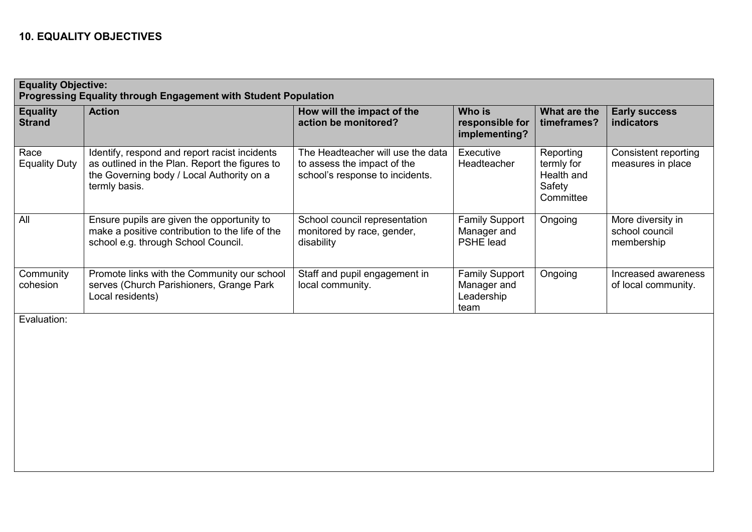## 10. EQUALITY OBJECTIVES

| **Equality Objective: Progressing Equality through Engagement with Student Population** | | | | | |
|---|---|---|---|---|---|
| **Equality Strand** | **Action** | **How will the impact of the action be monitored?** | **Who is responsible for implementing?** | **What are the timeframes?** | **Early success indicators** |
| Race Equality Duty | Identify, respond and report racist incidents as outlined in the Plan. Report the figures to the Governing body / Local Authority on a termly basis. | The Headteacher will use the data to assess the impact of the school's response to incidents. | Executive Headteacher | Reporting termly for Health and Safety Committee | Consistent reporting measures in place |
| All | Ensure pupils are given the opportunity to make a positive contribution to the life of the school e.g. through School Council. | School council representation monitored by race, gender, disability | Family Support Manager and PSHE lead | Ongoing | More diversity in school council membership |
| Community cohesion | Promote links with the Community our school serves (Church Parishioners, Grange Park Local residents) | Staff and pupil engagement in local community. | Family Support Manager and Leadership team | Ongoing | Increased awareness of local community. |
| Evaluation: | | | | | |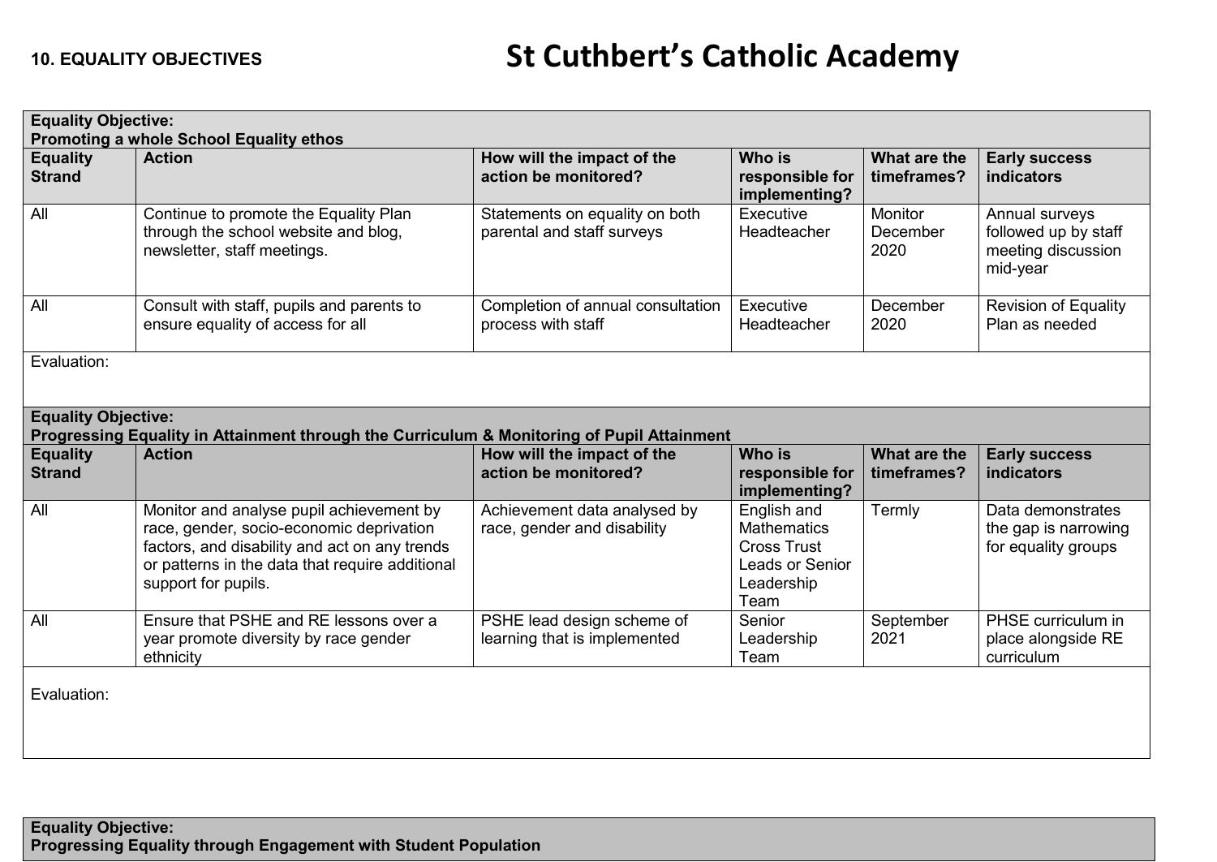**10. EQUALITY OBJECTIVES**

# St Cuthbert's Catholic Academy

| **Equality Objective:**<br>**Promoting a whole School Equality ethos** | | | | | |
|---|---|---|---|---|---|
| **Equality Strand** | **Action** | **How will the impact of the action be monitored?** | **Who is responsible for implementing?** | **What are the timeframes?** | **Early success indicators** |
| All | Continue to promote the Equality Plan through the school website and blog, newsletter, staff meetings. | Statements on equality on both parental and staff surveys | Executive Headteacher | Monitor December 2020 | Annual surveys followed up by staff meeting discussion mid-year |
| All | Consult with staff, pupils and parents to ensure equality of access for all | Completion of annual consultation process with staff | Executive Headteacher | December 2020 | Revision of Equality Plan as needed |
| Evaluation: | | | | | |

| **Equality Objective:**<br>**Progressing Equality in Attainment through the Curriculum & Monitoring of Pupil Attainment** | | | | | |
|---|---|---|---|---|---|
| **Equality Strand** | **Action** | **How will the impact of the action be monitored?** | **Who is responsible for implementing?** | **What are the timeframes?** | **Early success indicators** |
| All | Monitor and analyse pupil achievement by race, gender, socio-economic deprivation factors, and disability and act on any trends or patterns in the data that require additional support for pupils. | Achievement data analysed by race, gender and disability | English and Mathematics Cross Trust Leads or Senior Leadership Team | Termly | Data demonstrates the gap is narrowing for equality groups |
| All | Ensure that PSHE and RE lessons over a year promote diversity by race gender ethnicity | PSHE lead design scheme of learning that is implemented | Senior Leadership Team | September 2021 | PHSE curriculum in place alongside RE curriculum |
| Evaluation: | | | | | |

| **Equality Objective:**<br>**Progressing Equality through Engagement with Student Population** |
|---|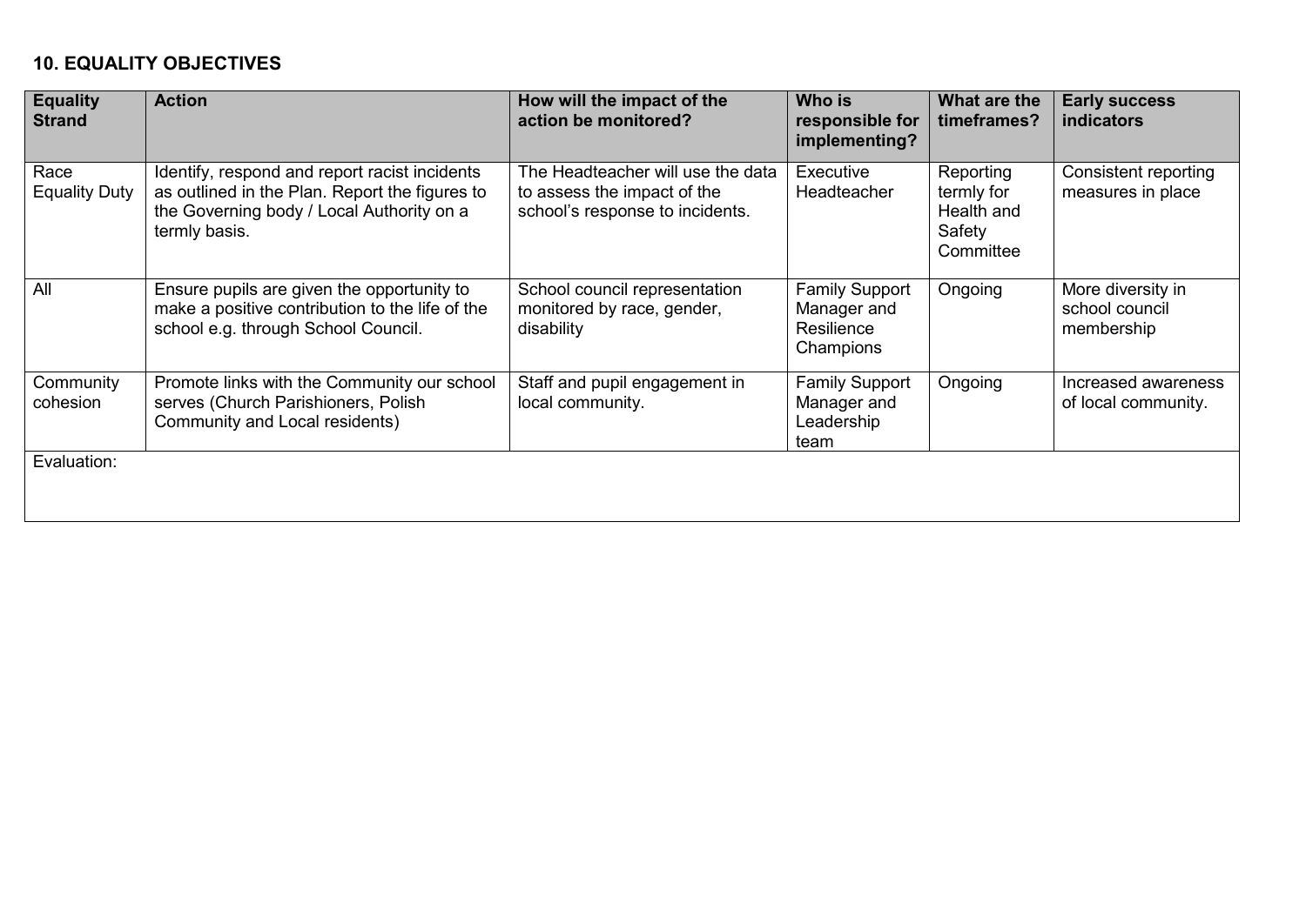## 10. EQUALITY OBJECTIVES

| Equality Strand | Action | How will the impact of the action be monitored? | Who is responsible for implementing? | What are the timeframes? | Early success indicators |
|---|---|---|---|---|---|
| Race Equality Duty | Identify, respond and report racist incidents as outlined in the Plan. Report the figures to the Governing body / Local Authority on a termly basis. | The Headteacher will use the data to assess the impact of the school's response to incidents. | Executive Headteacher | Reporting termly for Health and Safety Committee | Consistent reporting measures in place |
| All | Ensure pupils are given the opportunity to make a positive contribution to the life of the school e.g. through School Council. | School council representation monitored by race, gender, disability | Family Support Manager and Resilience Champions | Ongoing | More diversity in school council membership |
| Community cohesion | Promote links with the Community our school serves (Church Parishioners, Polish Community and Local residents) | Staff and pupil engagement in local community. | Family Support Manager and Leadership team | Ongoing | Increased awareness of local community. |
| Evaluation: | | | | | |